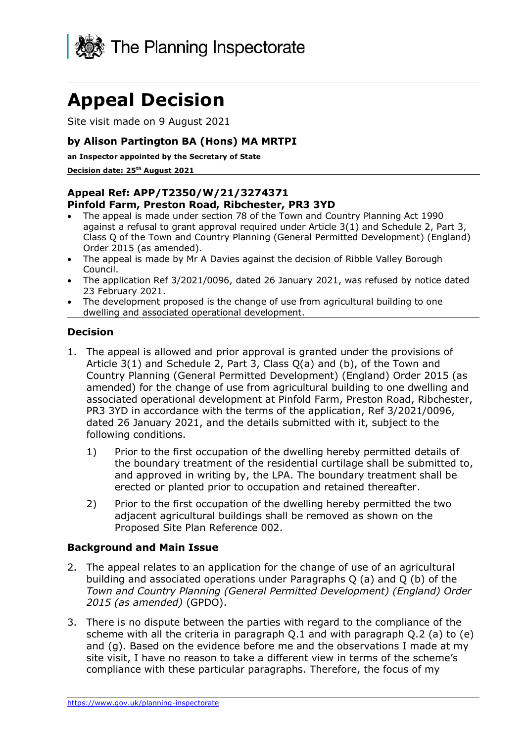The Planning Inspectorate

# Appeal Decision

Site visit made on 9 August 2021

**by Alison Partington BA (Hons) MA MRTPI**

**an Inspector appointed by the Secretary of State**

**Decision date: 25th August 2021**

**Appeal Ref: APP/T2350/W/21/3274371**
**Pinfold Farm, Preston Road, Ribchester, PR3 3YD**

- The appeal is made under section 78 of the Town and Country Planning Act 1990 against a refusal to grant approval required under Article 3(1) and Schedule 2, Part 3, Class Q of the Town and Country Planning (General Permitted Development) (England) Order 2015 (as amended).
- The appeal is made by Mr A Davies against the decision of Ribble Valley Borough Council.
- The application Ref 3/2021/0096, dated 26 January 2021, was refused by notice dated 23 February 2021.
- The development proposed is the change of use from agricultural building to one dwelling and associated operational development.

## Decision

1. The appeal is allowed and prior approval is granted under the provisions of Article 3(1) and Schedule 2, Part 3, Class Q(a) and (b), of the Town and Country Planning (General Permitted Development) (England) Order 2015 (as amended) for the change of use from agricultural building to one dwelling and associated operational development at Pinfold Farm, Preston Road, Ribchester, PR3 3YD in accordance with the terms of the application, Ref 3/2021/0096, dated 26 January 2021, and the details submitted with it, subject to the following conditions.

   1) Prior to the first occupation of the dwelling hereby permitted details of the boundary treatment of the residential curtilage shall be submitted to, and approved in writing by, the LPA. The boundary treatment shall be erected or planted prior to occupation and retained thereafter.

   2) Prior to the first occupation of the dwelling hereby permitted the two adjacent agricultural buildings shall be removed as shown on the Proposed Site Plan Reference 002.

## Background and Main Issue

2. The appeal relates to an application for the change of use of an agricultural building and associated operations under Paragraphs Q (a) and Q (b) of the *Town and Country Planning (General Permitted Development) (England) Order 2015 (as amended)* (GPDO).

3. There is no dispute between the parties with regard to the compliance of the scheme with all the criteria in paragraph Q.1 and with paragraph Q.2 (a) to (e) and (g). Based on the evidence before me and the observations I made at my site visit, I have no reason to take a different view in terms of the scheme's compliance with these particular paragraphs. Therefore, the focus of my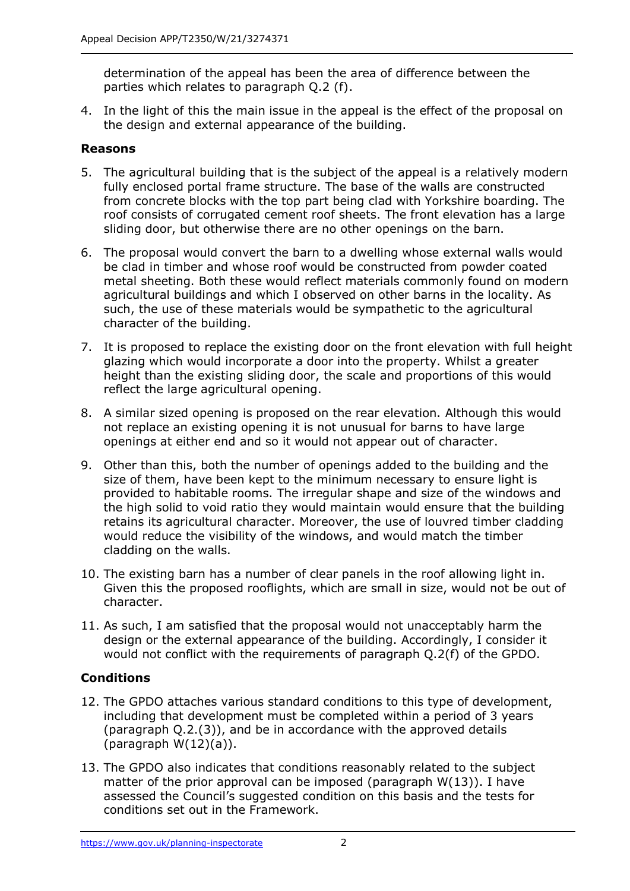determination of the appeal has been the area of difference between the parties which relates to paragraph Q.2 (f).

4. In the light of this the main issue in the appeal is the effect of the proposal on the design and external appearance of the building.

## Reasons

5. The agricultural building that is the subject of the appeal is a relatively modern fully enclosed portal frame structure. The base of the walls are constructed from concrete blocks with the top part being clad with Yorkshire boarding. The roof consists of corrugated cement roof sheets. The front elevation has a large sliding door, but otherwise there are no other openings on the barn.

6. The proposal would convert the barn to a dwelling whose external walls would be clad in timber and whose roof would be constructed from powder coated metal sheeting. Both these would reflect materials commonly found on modern agricultural buildings and which I observed on other barns in the locality. As such, the use of these materials would be sympathetic to the agricultural character of the building.

7. It is proposed to replace the existing door on the front elevation with full height glazing which would incorporate a door into the property. Whilst a greater height than the existing sliding door, the scale and proportions of this would reflect the large agricultural opening.

8. A similar sized opening is proposed on the rear elevation. Although this would not replace an existing opening it is not unusual for barns to have large openings at either end and so it would not appear out of character.

9. Other than this, both the number of openings added to the building and the size of them, have been kept to the minimum necessary to ensure light is provided to habitable rooms. The irregular shape and size of the windows and the high solid to void ratio they would maintain would ensure that the building retains its agricultural character. Moreover, the use of louvred timber cladding would reduce the visibility of the windows, and would match the timber cladding on the walls.

10. The existing barn has a number of clear panels in the roof allowing light in. Given this the proposed rooflights, which are small in size, would not be out of character.

11. As such, I am satisfied that the proposal would not unacceptably harm the design or the external appearance of the building. Accordingly, I consider it would not conflict with the requirements of paragraph Q.2(f) of the GPDO.

## Conditions

12. The GPDO attaches various standard conditions to this type of development, including that development must be completed within a period of 3 years (paragraph Q.2.(3)), and be in accordance with the approved details (paragraph W(12)(a)).

13. The GPDO also indicates that conditions reasonably related to the subject matter of the prior approval can be imposed (paragraph W(13)). I have assessed the Council's suggested condition on this basis and the tests for conditions set out in the Framework.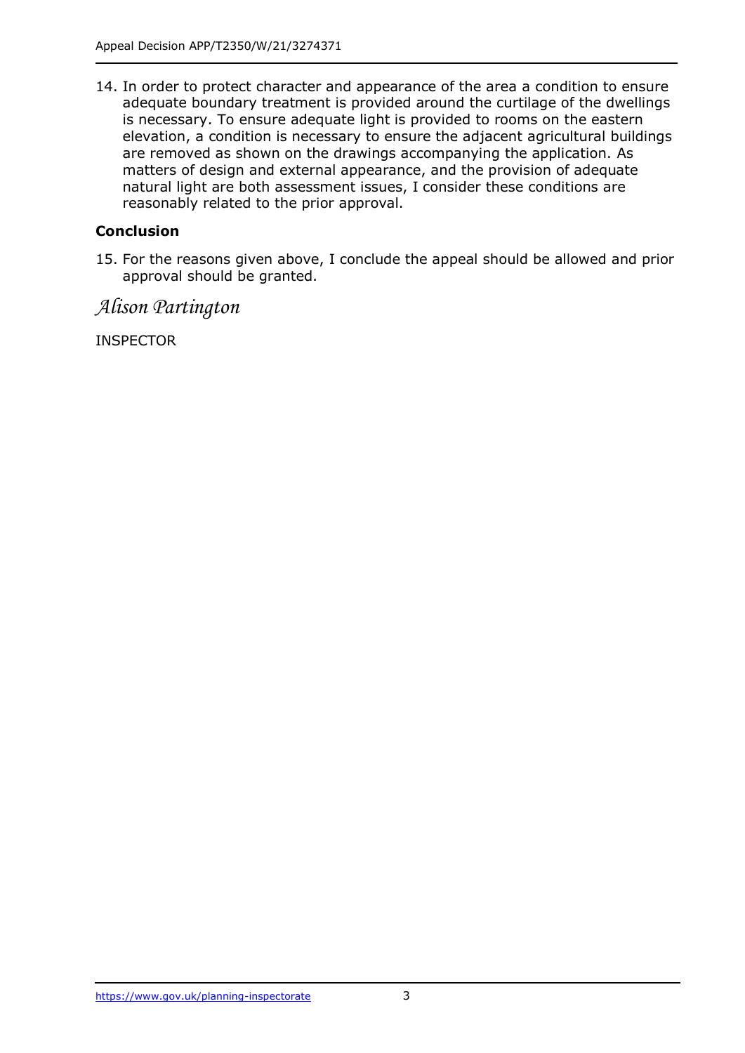14. In order to protect character and appearance of the area a condition to ensure adequate boundary treatment is provided around the curtilage of the dwellings is necessary. To ensure adequate light is provided to rooms on the eastern elevation, a condition is necessary to ensure the adjacent agricultural buildings are removed as shown on the drawings accompanying the application. As matters of design and external appearance, and the provision of adequate natural light are both assessment issues, I consider these conditions are reasonably related to the prior approval.

## Conclusion

15. For the reasons given above, I conclude the appeal should be allowed and prior approval should be granted.

*Alison Partington*

INSPECTOR